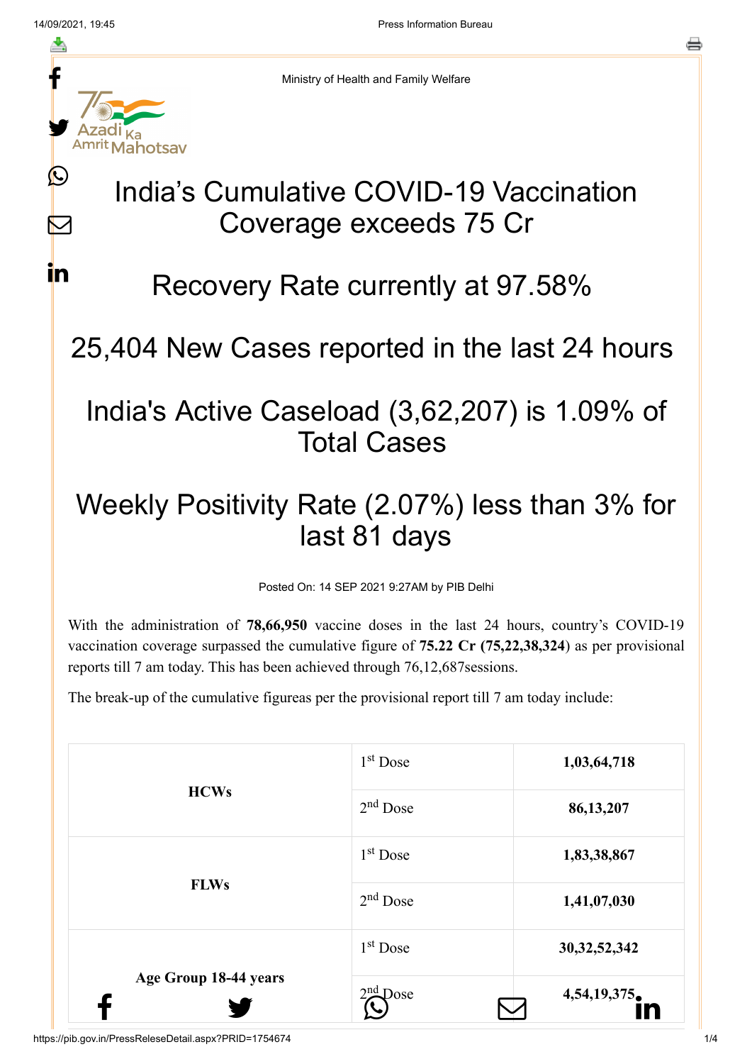Ministry of Health and Family Welfare

# India's Cumulative COVID-19 Vaccination Coverage exceeds 75 Cr

# Recovery Rate currently at 97.58%

# 25,404 New Cases reported in the last 24 hours

# India's Active Caseload (3,62,207) is 1.09% of Total Cases

# Weekly Positivity Rate (2.07%) less than 3% for last 81 days

Posted On: 14 SEP 2021 9:27AM by PIB Delhi

With the administration of **78,66,950** vaccine doses in the last 24 hours, country's COVID-19 vaccination coverage surpassed the cumulative figure of **75.22 Cr (75,22,38,324**) as per provisional reports till 7 am today. This has been achieved through 76,12,687sessions.

The break-up of the cumulative figureas per the provisional report till 7 am today include:

| | | |
|---|---|---|
| **HCWs** | 1st Dose | **1,03,64,718** |
| | 2nd Dose | **86,13,207** |
| **FLWs** | 1st Dose | **1,83,38,867** |
| | 2nd Dose | **1,41,07,030** |
| **Age Group 18-44 years** | 1st Dose | **30,32,52,342** |
| | 2nd Dose | **4,54,19,375** |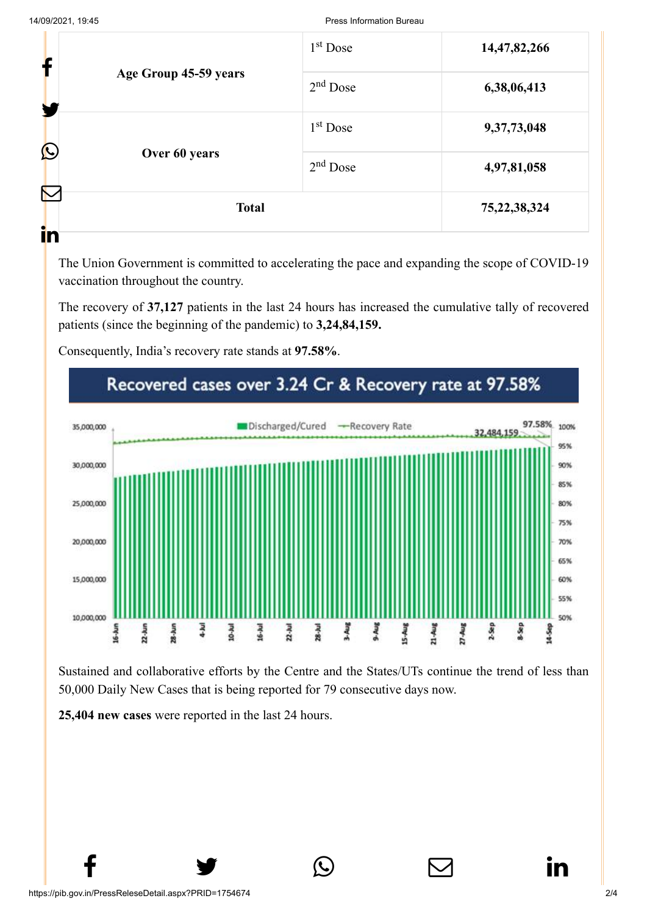| | | |
|---|---|---|
| Age Group 45-59 years | 1st Dose | **14,47,82,266** |
| | 2nd Dose | **6,38,06,413** |
| Over 60 years | 1st Dose | **9,37,73,048** |
| | 2nd Dose | **4,97,81,058** |
| **Total** | | **75,22,38,324** |

The Union Government is committed to accelerating the pace and expanding the scope of COVID-19 vaccination throughout the country.

The recovery of **37,127** patients in the last 24 hours has increased the cumulative tally of recovered patients (since the beginning of the pandemic) to **3,24,84,159.**

Consequently, India's recovery rate stands at **97.58%**.

Recovered cases over 3.24 Cr & Recovery rate at 97.58%

Sustained and collaborative efforts by the Centre and the States/UTs continue the trend of less than 50,000 Daily New Cases that is being reported for 79 consecutive days now.

**25,404 new cases** were reported in the last 24 hours.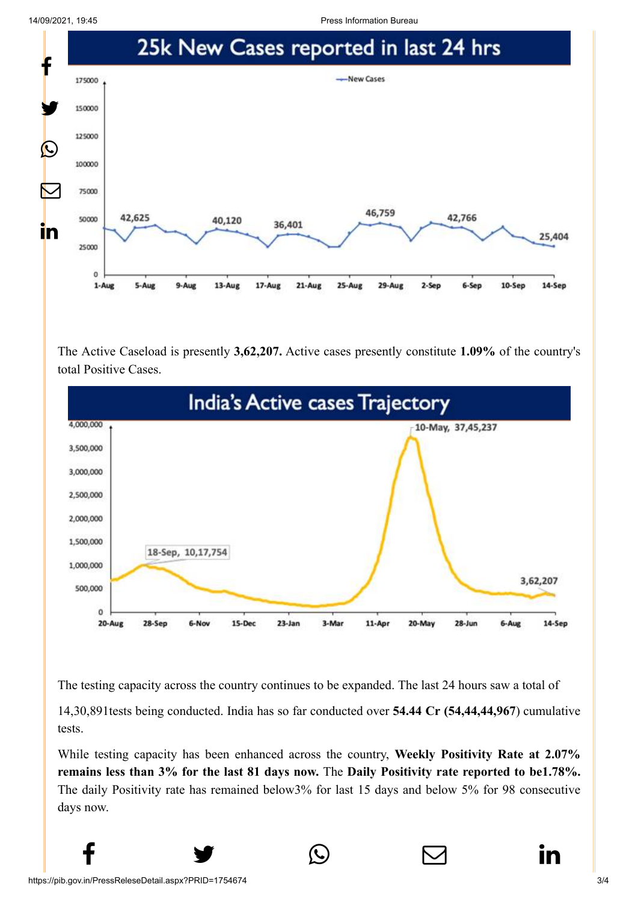## 25k New Cases reported in last 24 hrs

The Active Caseload is presently **3,62,207.** Active cases presently constitute **1.09%** of the country's total Positive Cases.

## India's Active cases Trajectory

The testing capacity across the country continues to be expanded. The last 24 hours saw a total of

14,30,891tests being conducted. India has so far conducted over **54.44 Cr (54,44,44,967**) cumulative tests.

While testing capacity has been enhanced across the country, **Weekly Positivity Rate at 2.07% remains less than 3% for the last 81 days now.** The **Daily Positivity rate reported to be1.78%.** The daily Positivity rate has remained below3% for last 15 days and below 5% for 98 consecutive days now.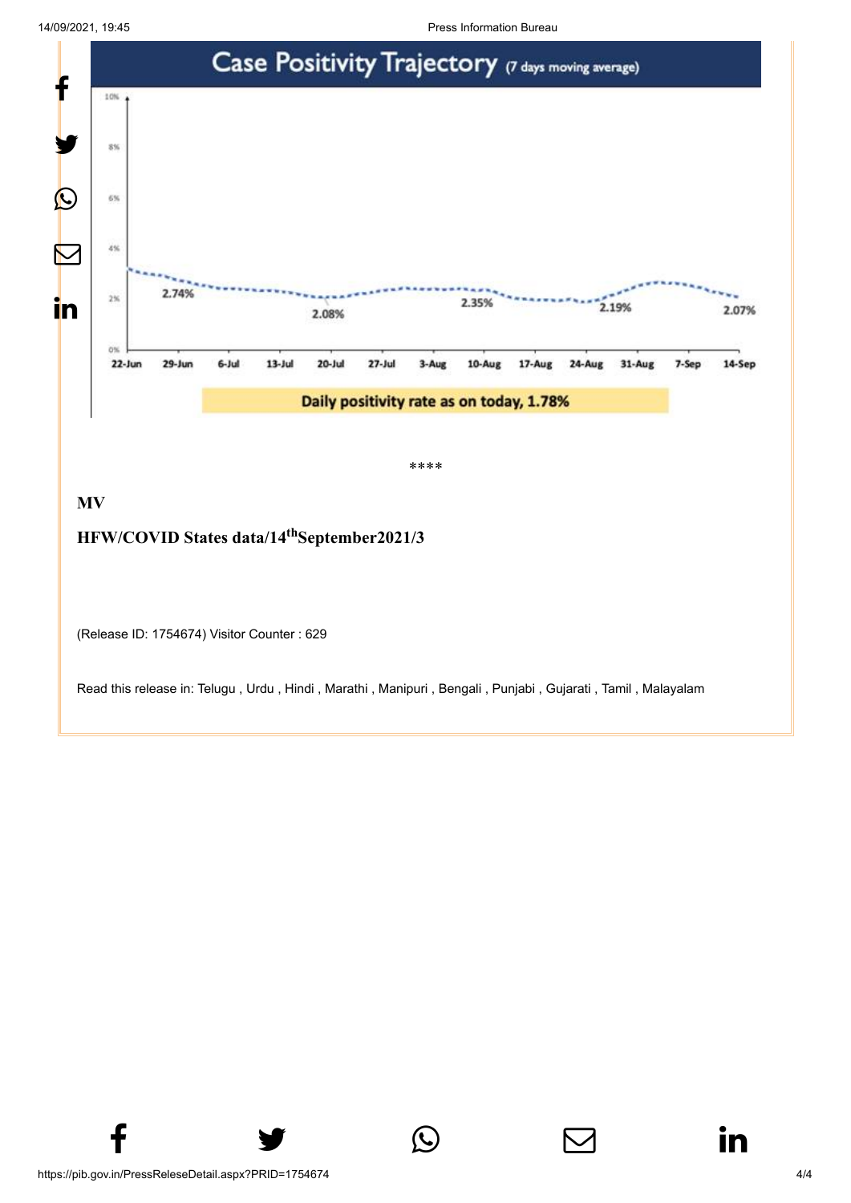Case Positivity Trajectory (7 days moving average)

10%
8%
6%
4%
2%
0%

2.74%
2.08%
2.35%
2.19%
2.07%

22-Jun 29-Jun 6-Jul 13-Jul 20-Jul 27-Jul 3-Aug 10-Aug 17-Aug 24-Aug 31-Aug 7-Sep 14-Sep

Daily positivity rate as on today, 1.78%

****

**MV**

**HFW/COVID States data/14[th]September2021/3**

(Release ID: 1754674) Visitor Counter : 629

Read this release in: Telugu , Urdu , Hindi , Marathi , Manipuri , Bengali , Punjabi , Gujarati , Tamil , Malayalam